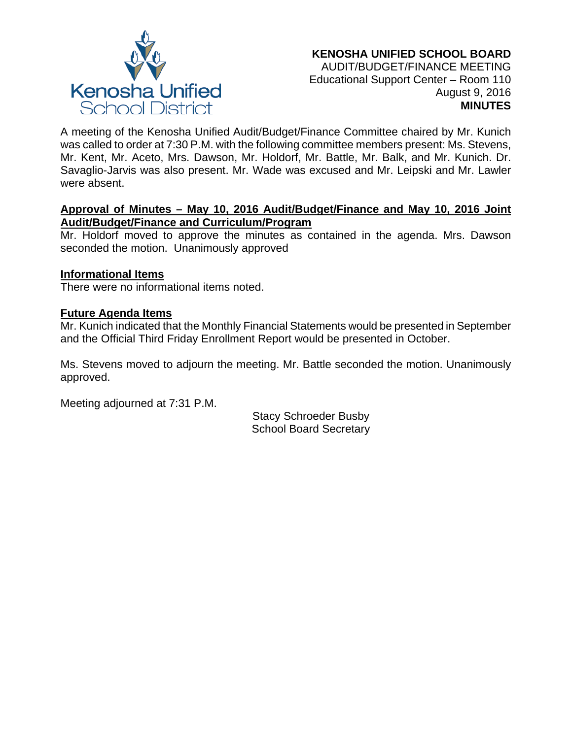Kenosha Unified School District

**KENOSHA UNIFIED SCHOOL BOARD**
AUDIT/BUDGET/FINANCE MEETING
Educational Support Center – Room 110
August 9, 2016
**MINUTES**

A meeting of the Kenosha Unified Audit/Budget/Finance Committee chaired by Mr. Kunich was called to order at 7:30 P.M. with the following committee members present: Ms. Stevens, Mr. Kent, Mr. Aceto, Mrs. Dawson, Mr. Holdorf, Mr. Battle, Mr. Balk, and Mr. Kunich. Dr. Savaglio-Jarvis was also present. Mr. Wade was excused and Mr. Leipski and Mr. Lawler were absent.

**Approval of Minutes – May 10, 2016 Audit/Budget/Finance and May 10, 2016 Joint Audit/Budget/Finance and Curriculum/Program**

Mr. Holdorf moved to approve the minutes as contained in the agenda. Mrs. Dawson seconded the motion. Unanimously approved

**Informational Items**

There were no informational items noted.

**Future Agenda Items**

Mr. Kunich indicated that the Monthly Financial Statements would be presented in September and the Official Third Friday Enrollment Report would be presented in October.

Ms. Stevens moved to adjourn the meeting. Mr. Battle seconded the motion. Unanimously approved.

Meeting adjourned at 7:31 P.M.

Stacy Schroeder Busby
School Board Secretary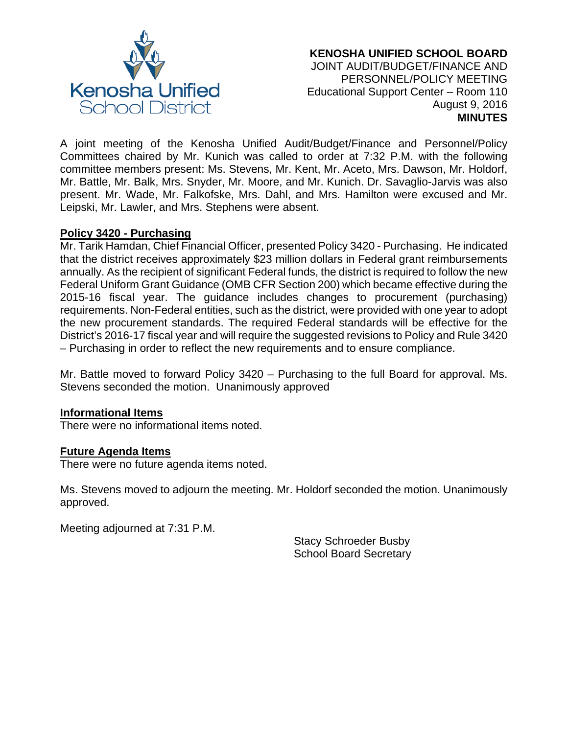**KENOSHA UNIFIED SCHOOL BOARD**
JOINT AUDIT/BUDGET/FINANCE AND
PERSONNEL/POLICY MEETING
Educational Support Center – Room 110
August 9, 2016
**MINUTES**

A joint meeting of the Kenosha Unified Audit/Budget/Finance and Personnel/Policy Committees chaired by Mr. Kunich was called to order at 7:32 P.M. with the following committee members present: Ms. Stevens, Mr. Kent, Mr. Aceto, Mrs. Dawson, Mr. Holdorf, Mr. Battle, Mr. Balk, Mrs. Snyder, Mr. Moore, and Mr. Kunich. Dr. Savaglio-Jarvis was also present. Mr. Wade, Mr. Falkofske, Mrs. Dahl, and Mrs. Hamilton were excused and Mr. Leipski, Mr. Lawler, and Mrs. Stephens were absent.

**Policy 3420 - Purchasing**

Mr. Tarik Hamdan, Chief Financial Officer, presented Policy 3420 - Purchasing. He indicated that the district receives approximately $23 million dollars in Federal grant reimbursements annually. As the recipient of significant Federal funds, the district is required to follow the new Federal Uniform Grant Guidance (OMB CFR Section 200) which became effective during the 2015-16 fiscal year. The guidance includes changes to procurement (purchasing) requirements. Non-Federal entities, such as the district, were provided with one year to adopt the new procurement standards. The required Federal standards will be effective for the District's 2016-17 fiscal year and will require the suggested revisions to Policy and Rule 3420 – Purchasing in order to reflect the new requirements and to ensure compliance.

Mr. Battle moved to forward Policy 3420 – Purchasing to the full Board for approval. Ms. Stevens seconded the motion. Unanimously approved

**Informational Items**

There were no informational items noted.

**Future Agenda Items**

There were no future agenda items noted.

Ms. Stevens moved to adjourn the meeting. Mr. Holdorf seconded the motion. Unanimously approved.

Meeting adjourned at 7:31 P.M.

Stacy Schroeder Busby
School Board Secretary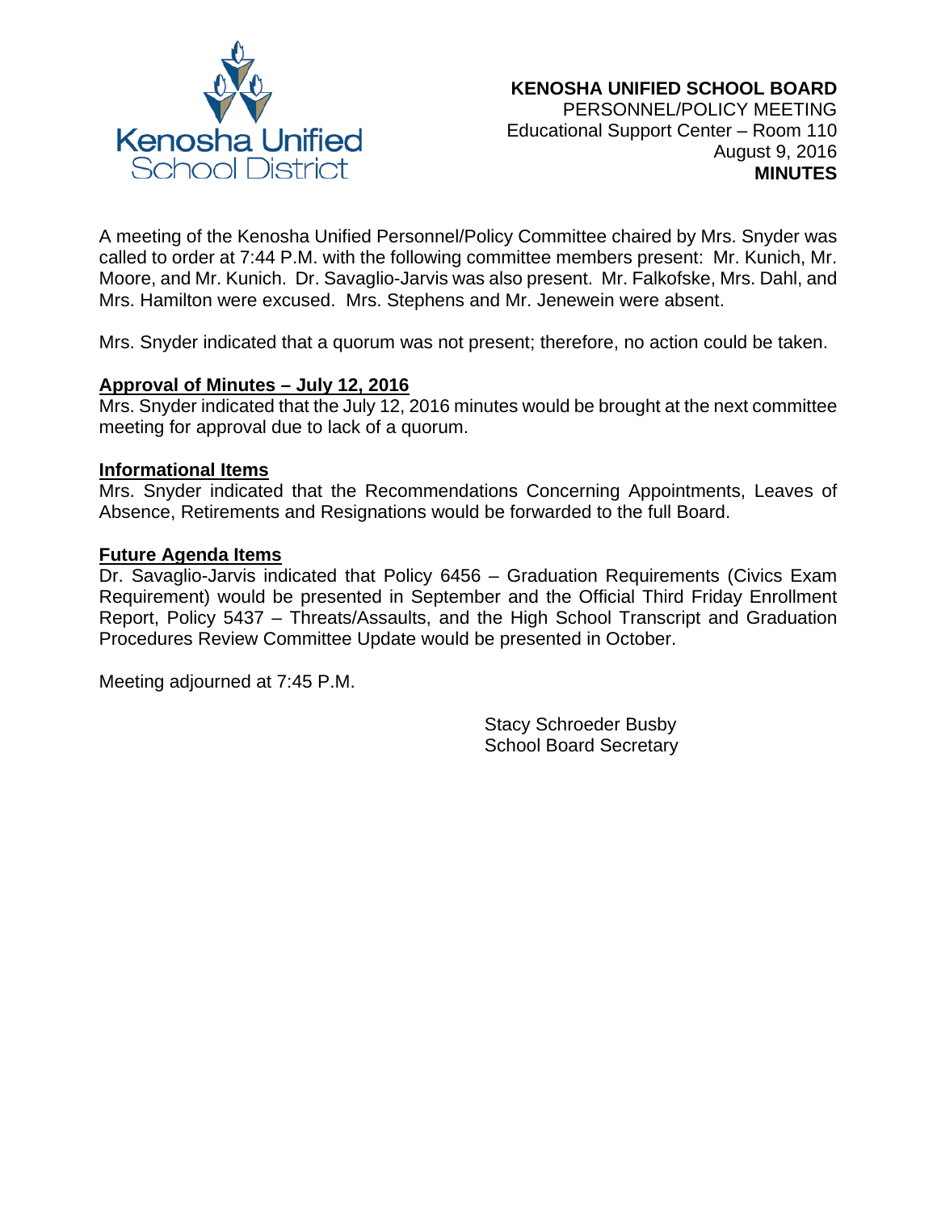**KENOSHA UNIFIED SCHOOL BOARD**
PERSONNEL/POLICY MEETING
Educational Support Center – Room 110
August 9, 2016
**MINUTES**

A meeting of the Kenosha Unified Personnel/Policy Committee chaired by Mrs. Snyder was called to order at 7:44 P.M. with the following committee members present: Mr. Kunich, Mr. Moore, and Mr. Kunich. Dr. Savaglio-Jarvis was also present. Mr. Falkofske, Mrs. Dahl, and Mrs. Hamilton were excused. Mrs. Stephens and Mr. Jenewein were absent.

Mrs. Snyder indicated that a quorum was not present; therefore, no action could be taken.

**Approval of Minutes – July 12, 2016**

Mrs. Snyder indicated that the July 12, 2016 minutes would be brought at the next committee meeting for approval due to lack of a quorum.

**Informational Items**

Mrs. Snyder indicated that the Recommendations Concerning Appointments, Leaves of Absence, Retirements and Resignations would be forwarded to the full Board.

**Future Agenda Items**

Dr. Savaglio-Jarvis indicated that Policy 6456 – Graduation Requirements (Civics Exam Requirement) would be presented in September and the Official Third Friday Enrollment Report, Policy 5437 – Threats/Assaults, and the High School Transcript and Graduation Procedures Review Committee Update would be presented in October.

Meeting adjourned at 7:45 P.M.

Stacy Schroeder Busby
School Board Secretary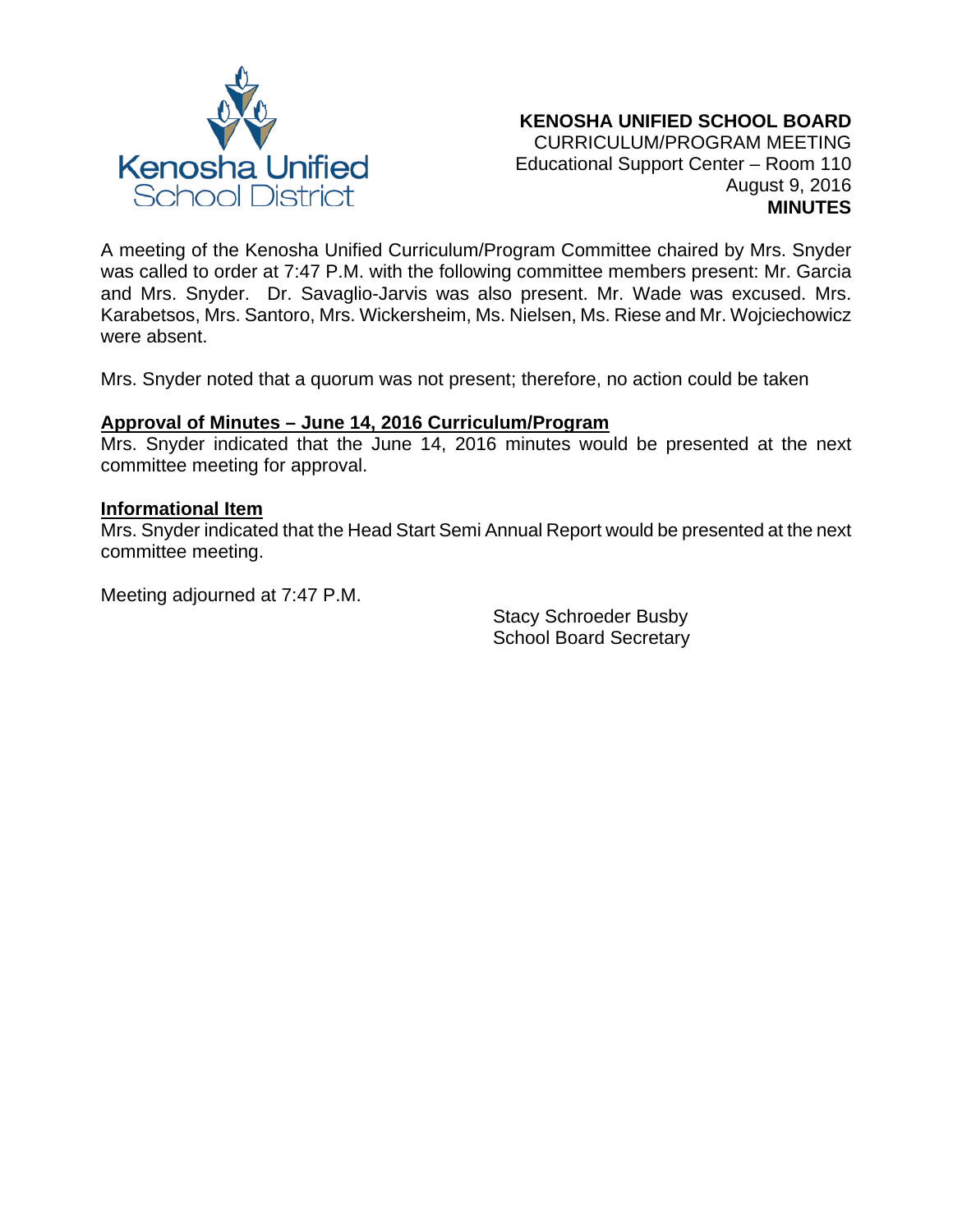Kenosha Unified School District

**KENOSHA UNIFIED SCHOOL BOARD**
CURRICULUM/PROGRAM MEETING
Educational Support Center – Room 110
August 9, 2016
**MINUTES**

A meeting of the Kenosha Unified Curriculum/Program Committee chaired by Mrs. Snyder was called to order at 7:47 P.M. with the following committee members present: Mr. Garcia and Mrs. Snyder. Dr. Savaglio-Jarvis was also present. Mr. Wade was excused. Mrs. Karabetsos, Mrs. Santoro, Mrs. Wickersheim, Ms. Nielsen, Ms. Riese and Mr. Wojciechowicz were absent.

Mrs. Snyder noted that a quorum was not present; therefore, no action could be taken

**Approval of Minutes – June 14, 2016 Curriculum/Program**

Mrs. Snyder indicated that the June 14, 2016 minutes would be presented at the next committee meeting for approval.

**Informational Item**

Mrs. Snyder indicated that the Head Start Semi Annual Report would be presented at the next committee meeting.

Meeting adjourned at 7:47 P.M.

Stacy Schroeder Busby
School Board Secretary